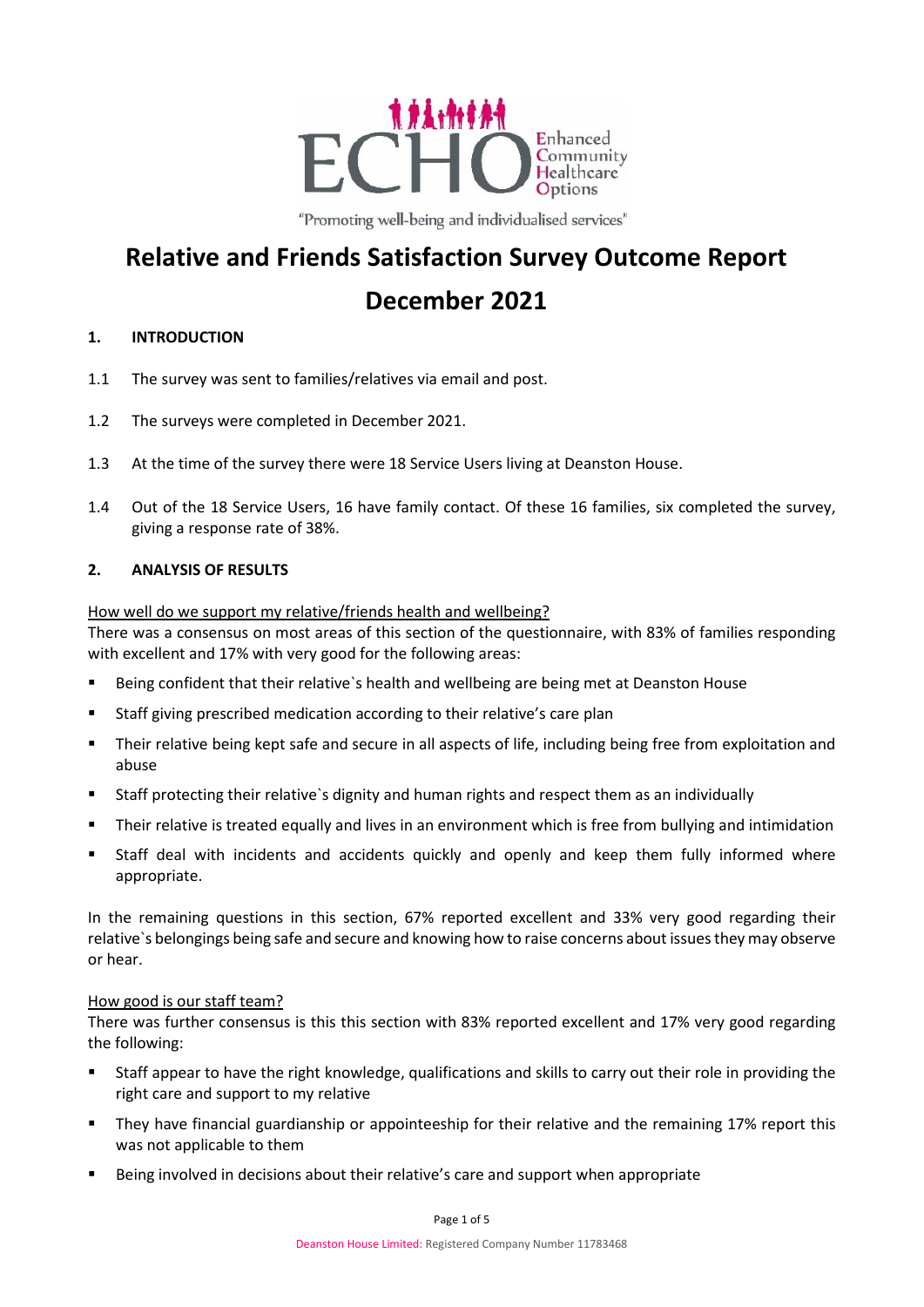ECHO — Enhanced Community Healthcare Options

"Promoting well-being and individualised services"

# Relative and Friends Satisfaction Survey Outcome Report

# December 2021

## 1. INTRODUCTION

1.1 The survey was sent to families/relatives via email and post.

1.2 The surveys were completed in December 2021.

1.3 At the time of the survey there were 18 Service Users living at Deanston House.

1.4 Out of the 18 Service Users, 16 have family contact. Of these 16 families, six completed the survey, giving a response rate of 38%.

## 2. ANALYSIS OF RESULTS

<u>How well do we support my relative/friends health and wellbeing?</u>

There was a consensus on most areas of this section of the questionnaire, with 83% of families responding with excellent and 17% with very good for the following areas:

- Being confident that their relative`s health and wellbeing are being met at Deanston House
- Staff giving prescribed medication according to their relative's care plan
- Their relative being kept safe and secure in all aspects of life, including being free from exploitation and abuse
- Staff protecting their relative`s dignity and human rights and respect them as an individually
- Their relative is treated equally and lives in an environment which is free from bullying and intimidation
- Staff deal with incidents and accidents quickly and openly and keep them fully informed where appropriate.

In the remaining questions in this section, 67% reported excellent and 33% very good regarding their relative`s belongings being safe and secure and knowing how to raise concerns about issues they may observe or hear.

<u>How good is our staff team?</u>

There was further consensus is this this section with 83% reported excellent and 17% very good regarding the following:

- Staff appear to have the right knowledge, qualifications and skills to carry out their role in providing the right care and support to my relative
- They have financial guardianship or appointeeship for their relative and the remaining 17% report this was not applicable to them
- Being involved in decisions about their relative's care and support when appropriate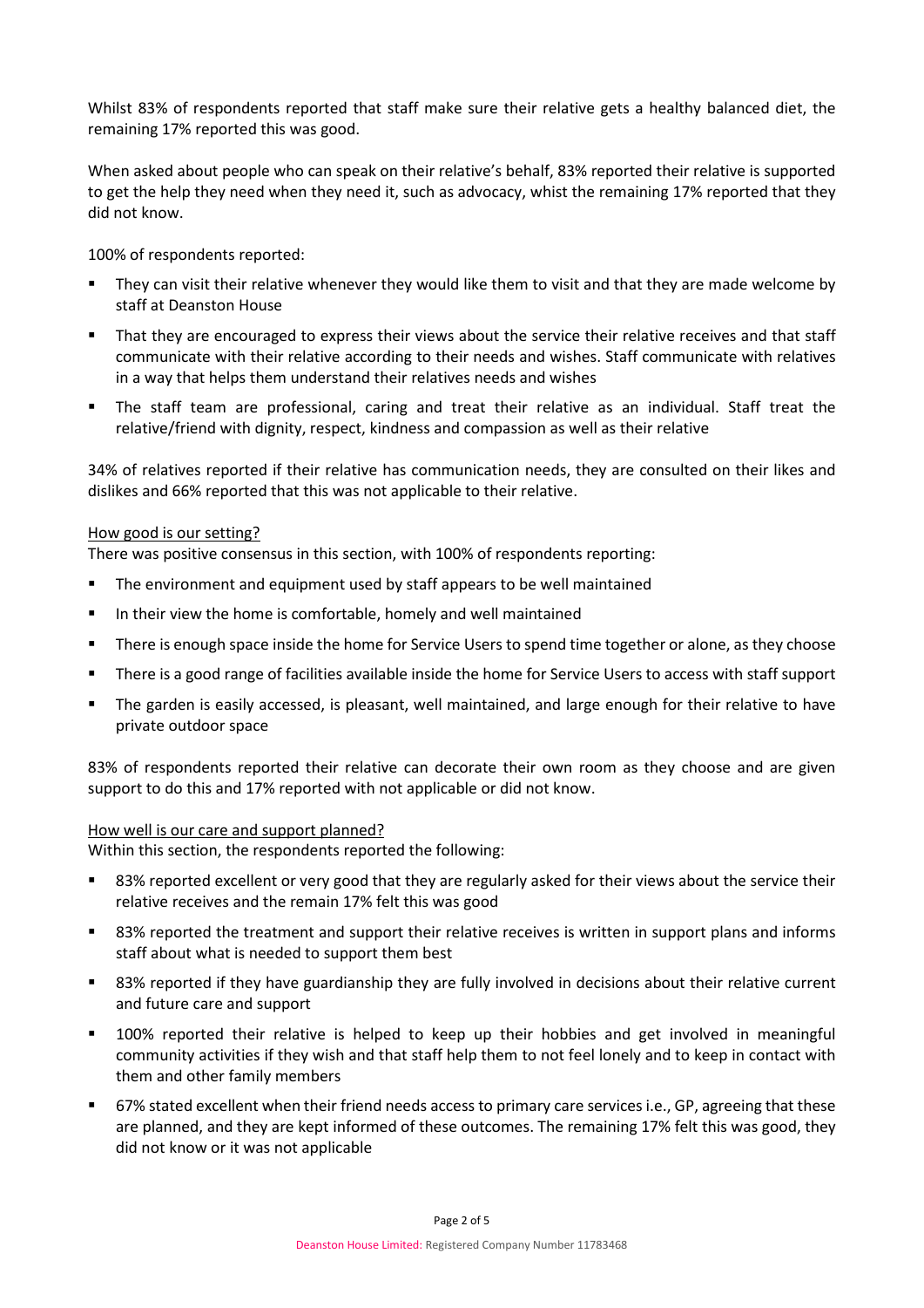Whilst 83% of respondents reported that staff make sure their relative gets a healthy balanced diet, the remaining 17% reported this was good.

When asked about people who can speak on their relative's behalf, 83% reported their relative is supported to get the help they need when they need it, such as advocacy, whist the remaining 17% reported that they did not know.

100% of respondents reported:

- They can visit their relative whenever they would like them to visit and that they are made welcome by staff at Deanston House
- That they are encouraged to express their views about the service their relative receives and that staff communicate with their relative according to their needs and wishes. Staff communicate with relatives in a way that helps them understand their relatives needs and wishes
- The staff team are professional, caring and treat their relative as an individual. Staff treat the relative/friend with dignity, respect, kindness and compassion as well as their relative

34% of relatives reported if their relative has communication needs, they are consulted on their likes and dislikes and 66% reported that this was not applicable to their relative.

<u>How good is our setting?</u>

There was positive consensus in this section, with 100% of respondents reporting:

- The environment and equipment used by staff appears to be well maintained
- In their view the home is comfortable, homely and well maintained
- There is enough space inside the home for Service Users to spend time together or alone, as they choose
- There is a good range of facilities available inside the home for Service Users to access with staff support
- The garden is easily accessed, is pleasant, well maintained, and large enough for their relative to have private outdoor space

83% of respondents reported their relative can decorate their own room as they choose and are given support to do this and 17% reported with not applicable or did not know.

<u>How well is our care and support planned?</u>

Within this section, the respondents reported the following:

- 83% reported excellent or very good that they are regularly asked for their views about the service their relative receives and the remain 17% felt this was good
- 83% reported the treatment and support their relative receives is written in support plans and informs staff about what is needed to support them best
- 83% reported if they have guardianship they are fully involved in decisions about their relative current and future care and support
- 100% reported their relative is helped to keep up their hobbies and get involved in meaningful community activities if they wish and that staff help them to not feel lonely and to keep in contact with them and other family members
- 67% stated excellent when their friend needs access to primary care services i.e., GP, agreeing that these are planned, and they are kept informed of these outcomes. The remaining 17% felt this was good, they did not know or it was not applicable

Deanston House Limited: Registered Company Number 11783468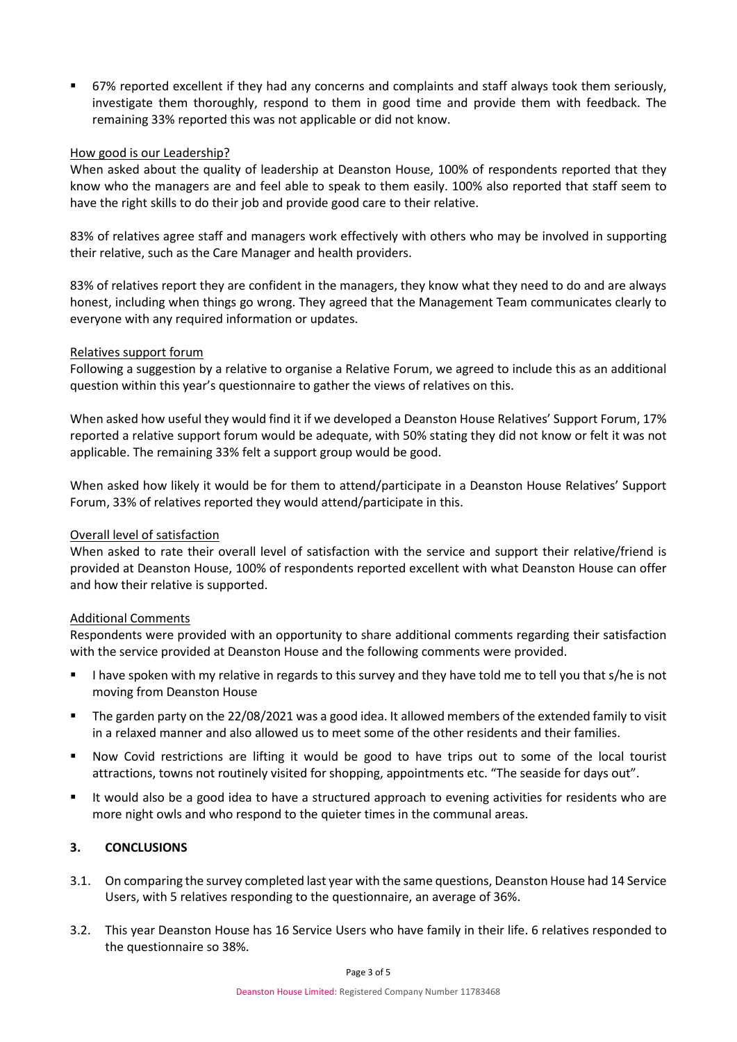- 67% reported excellent if they had any concerns and complaints and staff always took them seriously, investigate them thoroughly, respond to them in good time and provide them with feedback. The remaining 33% reported this was not applicable or did not know.

<u>How good is our Leadership?</u>

When asked about the quality of leadership at Deanston House, 100% of respondents reported that they know who the managers are and feel able to speak to them easily. 100% also reported that staff seem to have the right skills to do their job and provide good care to their relative.

83% of relatives agree staff and managers work effectively with others who may be involved in supporting their relative, such as the Care Manager and health providers.

83% of relatives report they are confident in the managers, they know what they need to do and are always honest, including when things go wrong. They agreed that the Management Team communicates clearly to everyone with any required information or updates.

<u>Relatives support forum</u>

Following a suggestion by a relative to organise a Relative Forum, we agreed to include this as an additional question within this year's questionnaire to gather the views of relatives on this.

When asked how useful they would find it if we developed a Deanston House Relatives' Support Forum, 17% reported a relative support forum would be adequate, with 50% stating they did not know or felt it was not applicable. The remaining 33% felt a support group would be good.

When asked how likely it would be for them to attend/participate in a Deanston House Relatives' Support Forum, 33% of relatives reported they would attend/participate in this.

<u>Overall level of satisfaction</u>

When asked to rate their overall level of satisfaction with the service and support their relative/friend is provided at Deanston House, 100% of respondents reported excellent with what Deanston House can offer and how their relative is supported.

<u>Additional Comments</u>

Respondents were provided with an opportunity to share additional comments regarding their satisfaction with the service provided at Deanston House and the following comments were provided.

- I have spoken with my relative in regards to this survey and they have told me to tell you that s/he is not moving from Deanston House
- The garden party on the 22/08/2021 was a good idea. It allowed members of the extended family to visit in a relaxed manner and also allowed us to meet some of the other residents and their families.
- Now Covid restrictions are lifting it would be good to have trips out to some of the local tourist attractions, towns not routinely visited for shopping, appointments etc. "The seaside for days out".
- It would also be a good idea to have a structured approach to evening activities for residents who are more night owls and who respond to the quieter times in the communal areas.

## 3. CONCLUSIONS

3.1. On comparing the survey completed last year with the same questions, Deanston House had 14 Service Users, with 5 relatives responding to the questionnaire, an average of 36%.

3.2. This year Deanston House has 16 Service Users who have family in their life. 6 relatives responded to the questionnaire so 38%.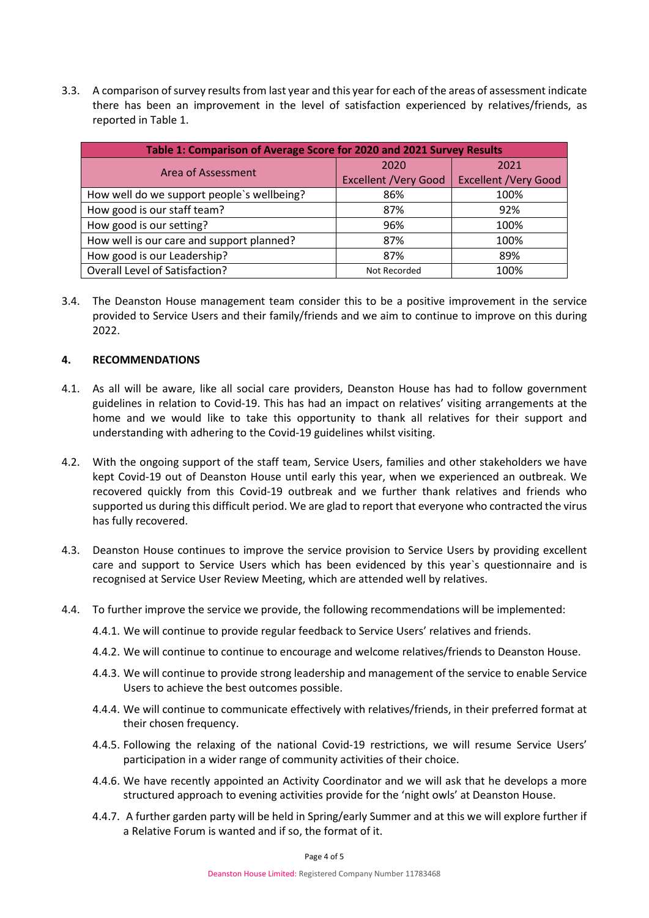3.3. A comparison of survey results from last year and this year for each of the areas of assessment indicate there has been an improvement in the level of satisfaction experienced by relatives/friends, as reported in Table 1.

| Table 1: Comparison of Average Score for 2020 and 2021 Survey Results | | |
|---|---|---|
| Area of Assessment | 2020<br>Excellent /Very Good | 2021<br>Excellent /Very Good |
| How well do we support people`s wellbeing? | 86% | 100% |
| How good is our staff team? | 87% | 92% |
| How good is our setting? | 96% | 100% |
| How well is our care and support planned? | 87% | 100% |
| How good is our Leadership? | 87% | 89% |
| Overall Level of Satisfaction? | Not Recorded | 100% |

3.4. The Deanston House management team consider this to be a positive improvement in the service provided to Service Users and their family/friends and we aim to continue to improve on this during 2022.

## 4. RECOMMENDATIONS

4.1. As all will be aware, like all social care providers, Deanston House has had to follow government guidelines in relation to Covid-19. This has had an impact on relatives' visiting arrangements at the home and we would like to take this opportunity to thank all relatives for their support and understanding with adhering to the Covid-19 guidelines whilst visiting.

4.2. With the ongoing support of the staff team, Service Users, families and other stakeholders we have kept Covid-19 out of Deanston House until early this year, when we experienced an outbreak. We recovered quickly from this Covid-19 outbreak and we further thank relatives and friends who supported us during this difficult period. We are glad to report that everyone who contracted the virus has fully recovered.

4.3. Deanston House continues to improve the service provision to Service Users by providing excellent care and support to Service Users which has been evidenced by this year`s questionnaire and is recognised at Service User Review Meeting, which are attended well by relatives.

4.4. To further improve the service we provide, the following recommendations will be implemented:

4.4.1. We will continue to provide regular feedback to Service Users' relatives and friends.

4.4.2. We will continue to continue to encourage and welcome relatives/friends to Deanston House.

4.4.3. We will continue to provide strong leadership and management of the service to enable Service Users to achieve the best outcomes possible.

4.4.4. We will continue to communicate effectively with relatives/friends, in their preferred format at their chosen frequency.

4.4.5. Following the relaxing of the national Covid-19 restrictions, we will resume Service Users' participation in a wider range of community activities of their choice.

4.4.6. We have recently appointed an Activity Coordinator and we will ask that he develops a more structured approach to evening activities provide for the 'night owls' at Deanston House.

4.4.7. A further garden party will be held in Spring/early Summer and at this we will explore further if a Relative Forum is wanted and if so, the format of it.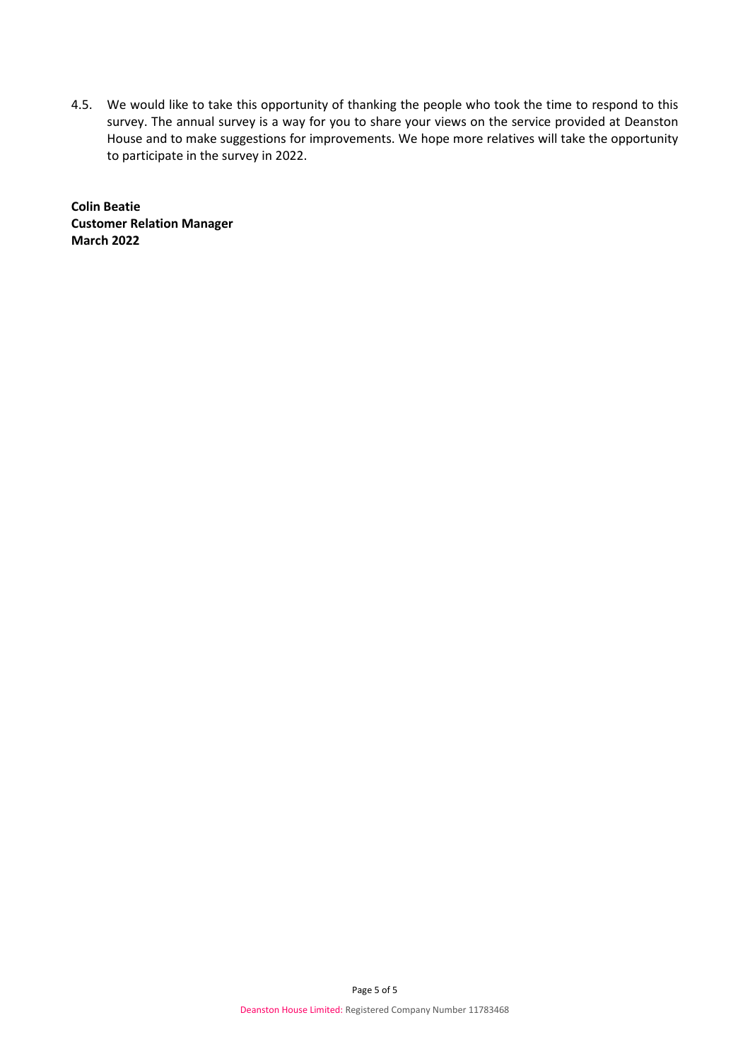4.5. We would like to take this opportunity of thanking the people who took the time to respond to this survey. The annual survey is a way for you to share your views on the service provided at Deanston House and to make suggestions for improvements. We hope more relatives will take the opportunity to participate in the survey in 2022.

**Colin Beatie**
**Customer Relation Manager**
**March 2022**

Deanston House Limited: Registered Company Number 11783468